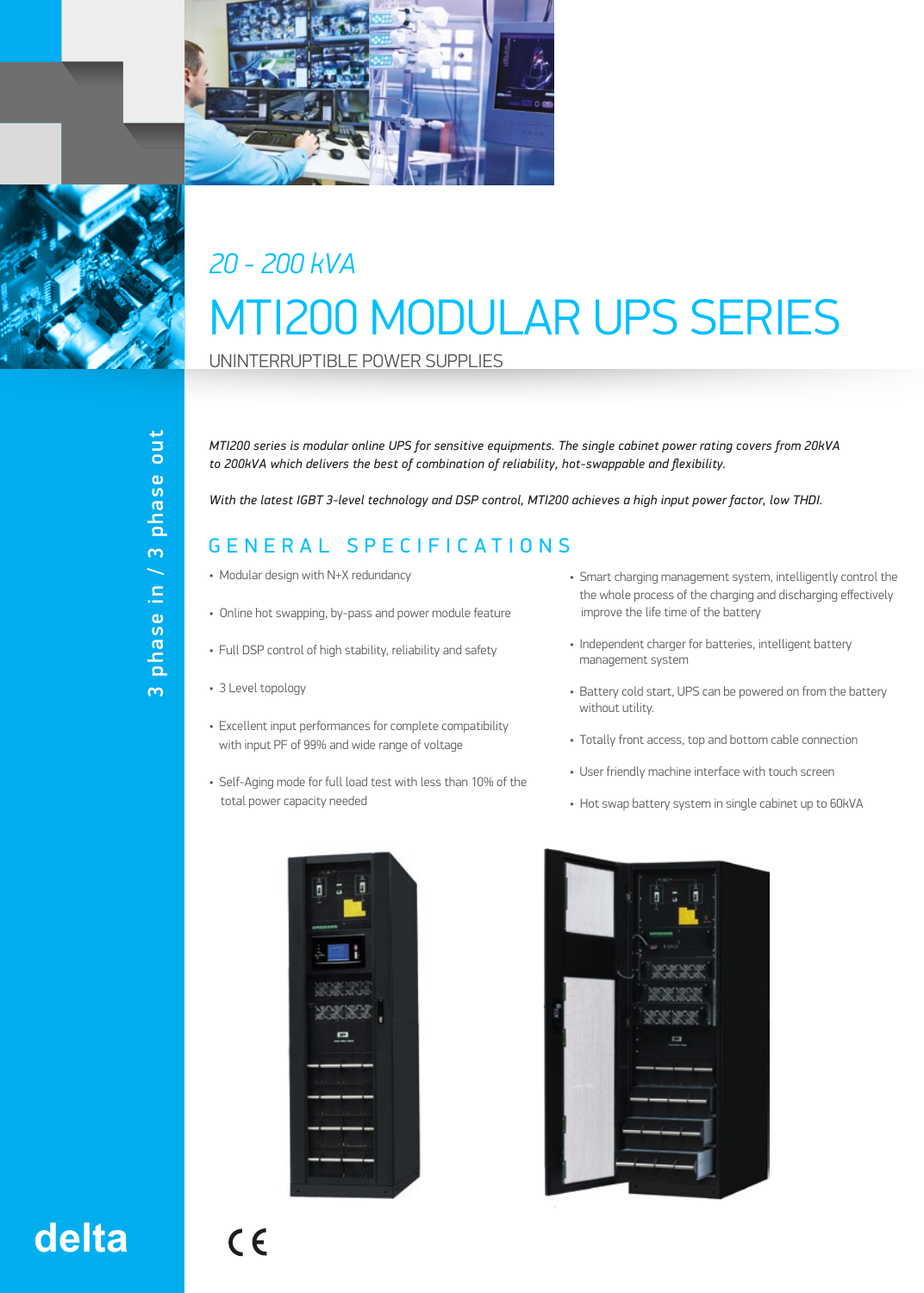# 20 - 200 kVA

# MT1200 MODULAR UPS SERIES

UNINTERRUPTIBLE POWER SUPPLIES

3 phase in / 3 phase out

*MT1200 series is modular online UPS for sensitive equipments. The single cabinet power rating covers from 20kVA to 200kVA which delivers the best of combination of reliability, hot-swappable and flexibility.*

*With the latest IGBT 3-level technology and DSP control, MT1200 achieves a high input power factor, low THDI.*

## GENERAL SPECIFICATIONS

- Modular design with N+X redundancy
- Online hot swapping, by-pass and power module feature
- Full DSP control of high stability, reliability and safety
- 3 Level topology
- Excellent input performances for complete compatibility with input PF of 99% and wide range of voltage
- Self-Aging mode for full load test with less than 10% of the total power capacity needed
- Smart charging management system, intelligently control the the whole process of the charging and discharging effectively improve the life time of the battery
- Independent charger for batteries, intelligent battery management system
- Battery cold start, UPS can be powered on from the battery without utility.
- Totally front access, top and bottom cable connection
- User friendly machine interface with touch screen
- Hot swap battery system in single cabinet up to 60kVA

delta

CE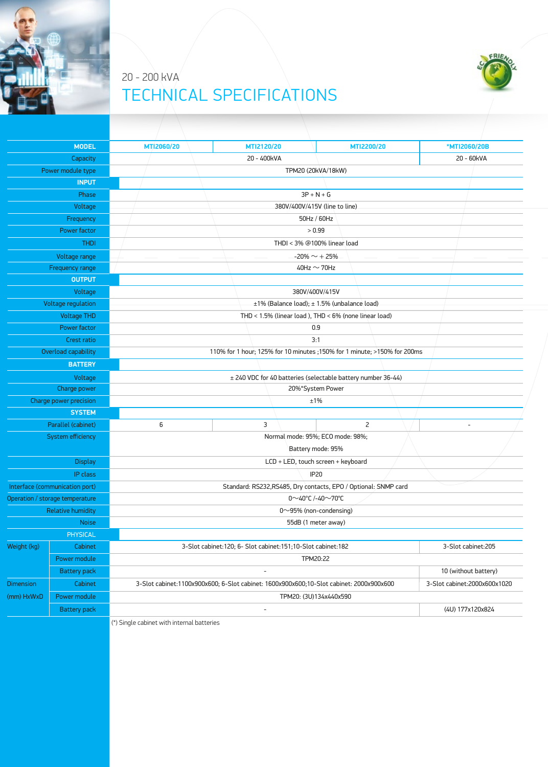20 - 200 kVA

# TECHNICAL SPECIFICATIONS

| MODEL | | MTI2060/20 | MTI2120/20 | MTI2200/20 | *MTI2060/20B |
|---|---|---|---|---|---|
| Capacity | | 20 - 400kVA | | | 20 - 60kVA |
| Power module type | | TPM20 (20kVA/18kW) | | | |
| **INPUT** | | | | | |
| Phase | | 3P + N + G | | | |
| Voltage | | 380V/400V/415V (line to line) | | | |
| Frequency | | 50Hz / 60Hz | | | |
| Power factor | | > 0.99 | | | |
| THDI | | THDI < 3% @100% linear load | | | |
| Voltage range | | -20% ～ + 25% | | | |
| Frequency range | | 40Hz ～ 70Hz | | | |
| **OUTPUT** | | | | | |
| Voltage | | 380V/400V/415V | | | |
| Voltage regulation | | ±1% (Balance load); ± 1.5% (unbalance load) | | | |
| Voltage THD | | THD < 1.5% (linear load ), THD < 6% (none linear load) | | | |
| Power factor | | 0.9 | | | |
| Crest ratio | | 3:1 | | | |
| Overload capability | | 110% for 1 hour; 125% for 10 minutes ;150% for 1 minute; >150% for 200ms | | | |
| **BATTERY** | | | | | |
| Voltage | | ± 240 VDC for 40 batteries (selectable battery number 36-44) | | | |
| Charge power | | 20%*System Power | | | |
| Charge power precision | | ±1% | | | |
| **SYSTEM** | | | | | |
| Parallel (cabinet) | | 6 | 3 | 2 | - |
| System efficiency | | Normal mode: 95%; ECO mode: 98%; Battery mode: 95% | | | |
| Display | | LCD + LED, touch screen + keyboard | | | |
| IP class | | IP20 | | | |
| Interface (communication port) | | Standard: RS232,RS485, Dry contacts, EPO / Optional: SNMP card | | | |
| Operation / storage temperature | | 0～40°C /-40～70°C | | | |
| Relative humidity | | 0～95% (non-condensing) | | | |
| Noise | | 55dB (1 meter away) | | | |
| **PHYSICAL** | | | | | |
| Weight (kg) | Cabinet | 3-Slot cabinet:120; 6- Slot cabinet:151;10-Slot cabinet:182 | | | 3-Slot cabinet:205 |
| | Power module | TPM20:22 | | | |
| | Battery pack | - | | | 10 (without battery) |
| Dimension (mm) HxWxD | Cabinet | 3-Slot cabinet:1100x900x600; 6-Slot cabinet: 1600x900x600;10-Slot cabinet: 2000x900x600 | | | 3-Slot cabinet:2000x600x1020 |
| | Power module | TPM20: (3U)134x440x590 | | | |
| | Battery pack | - | | | (4U) 177x120x824 |

(*) Single cabinet with internal batteries